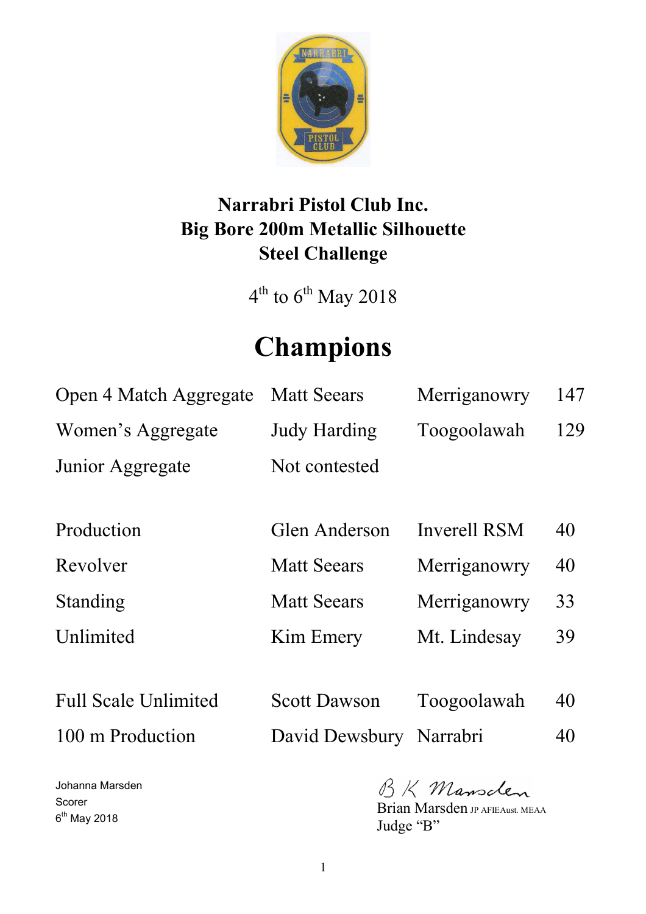# Narrabri Pistol Club Inc.
# Big Bore 200m Metallic Silhouette
# Steel Challenge

4th to 6th May 2018

## Champions

| | | | |
|---|---|---|---|
| Open 4 Match Aggregate | Matt Seears | Merriganowry | 147 |
| Women's Aggregate | Judy Harding | Toogoolawah | 129 |
| Junior Aggregate | Not contested | | |
| | | | |
| Production | Glen Anderson | Inverell RSM | 40 |
| Revolver | Matt Seears | Merriganowry | 40 |
| Standing | Matt Seears | Merriganowry | 33 |
| Unlimited | Kim Emery | Mt. Lindesay | 39 |
| | | | |
| Full Scale Unlimited | Scott Dawson | Toogoolawah | 40 |
| 100 m Production | David Dewsbury | Narrabri | 40 |

Johanna Marsden
Scorer
6th May 2018

B K Marsden
Brian Marsden JP AFIEAust. MEAA
Judge "B"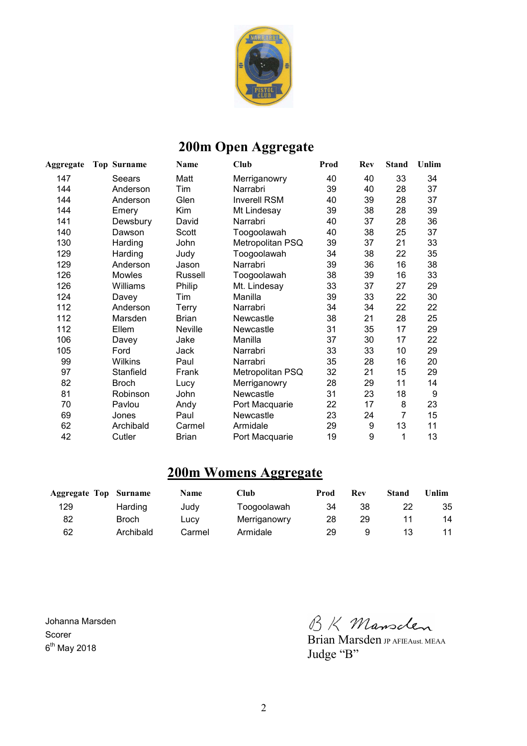## 200m Open Aggregate

| Aggregate | Top | Surname | Name | Club | Prod | Rev | Stand | Unlim |
|---|---|---|---|---|---|---|---|---|
| 147 | | Seears | Matt | Merriganowry | 40 | 40 | 33 | 34 |
| 144 | | Anderson | Tim | Narrabri | 39 | 40 | 28 | 37 |
| 144 | | Anderson | Glen | Inverell RSM | 40 | 39 | 28 | 37 |
| 144 | | Emery | Kim | Mt Lindesay | 39 | 38 | 28 | 39 |
| 141 | | Dewsbury | David | Narrabri | 40 | 37 | 28 | 36 |
| 140 | | Dawson | Scott | Toogoolawah | 40 | 38 | 25 | 37 |
| 130 | | Harding | John | Metropolitan PSQ | 39 | 37 | 21 | 33 |
| 129 | | Harding | Judy | Toogoolawah | 34 | 38 | 22 | 35 |
| 129 | | Anderson | Jason | Narrabri | 39 | 36 | 16 | 38 |
| 126 | | Mowles | Russell | Toogoolawah | 38 | 39 | 16 | 33 |
| 126 | | Williams | Philip | Mt. Lindesay | 33 | 37 | 27 | 29 |
| 124 | | Davey | Tim | Manilla | 39 | 33 | 22 | 30 |
| 112 | | Anderson | Terry | Narrabri | 34 | 34 | 22 | 22 |
| 112 | | Marsden | Brian | Newcastle | 38 | 21 | 28 | 25 |
| 112 | | Ellem | Neville | Newcastle | 31 | 35 | 17 | 29 |
| 106 | | Davey | Jake | Manilla | 37 | 30 | 17 | 22 |
| 105 | | Ford | Jack | Narrabri | 33 | 33 | 10 | 29 |
| 99 | | Wilkins | Paul | Narrabri | 35 | 28 | 16 | 20 |
| 97 | | Stanfield | Frank | Metropolitan PSQ | 32 | 21 | 15 | 29 |
| 82 | | Broch | Lucy | Merriganowry | 28 | 29 | 11 | 14 |
| 81 | | Robinson | John | Newcastle | 31 | 23 | 18 | 9 |
| 70 | | Pavlou | Andy | Port Macquarie | 22 | 17 | 8 | 23 |
| 69 | | Jones | Paul | Newcastle | 23 | 24 | 7 | 15 |
| 62 | | Archibald | Carmel | Armidale | 29 | 9 | 13 | 11 |
| 42 | | Cutler | Brian | Port Macquarie | 19 | 9 | 1 | 13 |

## 200m Womens Aggregate

| Aggregate | Top | Surname | Name | Club | Prod | Rev | Stand | Unlim |
|---|---|---|---|---|---|---|---|---|
| 129 | | Harding | Judy | Toogoolawah | 34 | 38 | 22 | 35 |
| 82 | | Broch | Lucy | Merriganowry | 28 | 29 | 11 | 14 |
| 62 | | Archibald | Carmel | Armidale | 29 | 9 | 13 | 11 |

Johanna Marsden
Scorer
6th May 2018

B K Marsden
Brian Marsden JP AFIEAust. MEAA
Judge "B"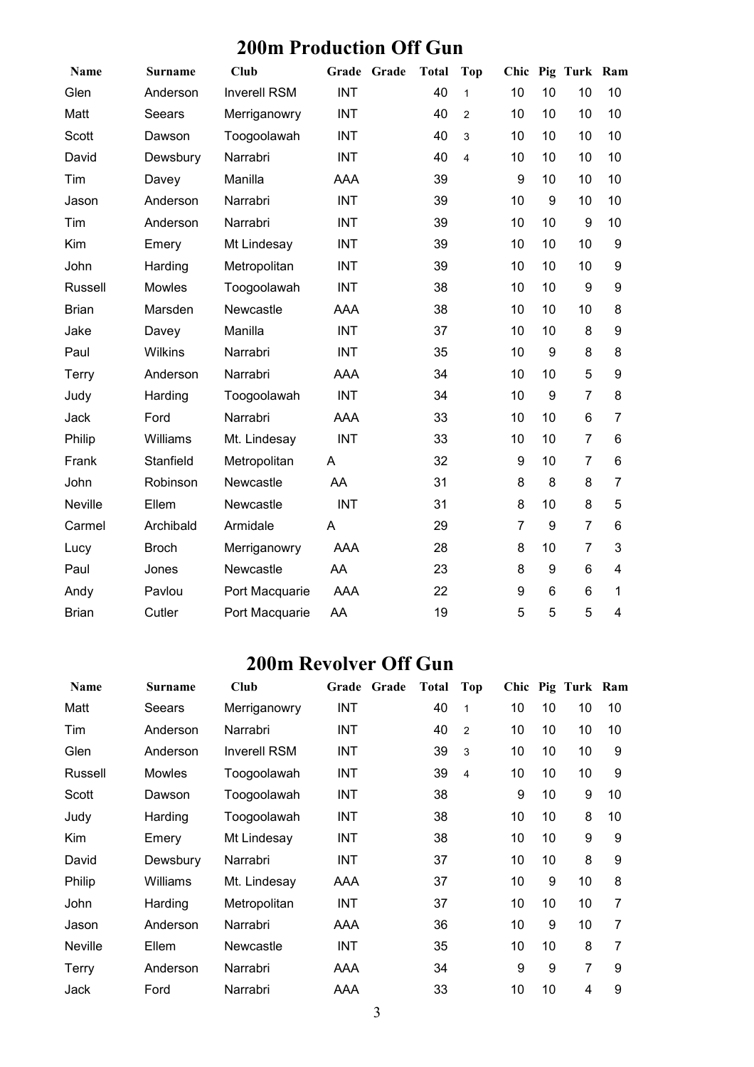## 200m Production Off Gun

| Name | Surname | Club | Grade | Grade | Total | Top | Chic | Pig | Turk | Ram |
|---|---|---|---|---|---|---|---|---|---|---|
| Glen | Anderson | Inverell RSM | INT | | 40 | 1 | 10 | 10 | 10 | 10 |
| Matt | Seears | Merriganowry | INT | | 40 | 2 | 10 | 10 | 10 | 10 |
| Scott | Dawson | Toogoolawah | INT | | 40 | 3 | 10 | 10 | 10 | 10 |
| David | Dewsbury | Narrabri | INT | | 40 | 4 | 10 | 10 | 10 | 10 |
| Tim | Davey | Manilla | AAA | | 39 | | 9 | 10 | 10 | 10 |
| Jason | Anderson | Narrabri | INT | | 39 | | 10 | 9 | 10 | 10 |
| Tim | Anderson | Narrabri | INT | | 39 | | 10 | 10 | 9 | 10 |
| Kim | Emery | Mt Lindesay | INT | | 39 | | 10 | 10 | 10 | 9 |
| John | Harding | Metropolitan | INT | | 39 | | 10 | 10 | 10 | 9 |
| Russell | Mowles | Toogoolawah | INT | | 38 | | 10 | 10 | 9 | 9 |
| Brian | Marsden | Newcastle | AAA | | 38 | | 10 | 10 | 10 | 8 |
| Jake | Davey | Manilla | INT | | 37 | | 10 | 10 | 8 | 9 |
| Paul | Wilkins | Narrabri | INT | | 35 | | 10 | 9 | 8 | 8 |
| Terry | Anderson | Narrabri | AAA | | 34 | | 10 | 10 | 5 | 9 |
| Judy | Harding | Toogoolawah | INT | | 34 | | 10 | 9 | 7 | 8 |
| Jack | Ford | Narrabri | AAA | | 33 | | 10 | 10 | 6 | 7 |
| Philip | Williams | Mt. Lindesay | INT | | 33 | | 10 | 10 | 7 | 6 |
| Frank | Stanfield | Metropolitan | A | | 32 | | 9 | 10 | 7 | 6 |
| John | Robinson | Newcastle | AA | | 31 | | 8 | 8 | 8 | 7 |
| Neville | Ellem | Newcastle | INT | | 31 | | 8 | 10 | 8 | 5 |
| Carmel | Archibald | Armidale | A | | 29 | | 7 | 9 | 7 | 6 |
| Lucy | Broch | Merriganowry | AAA | | 28 | | 8 | 10 | 7 | 3 |
| Paul | Jones | Newcastle | AA | | 23 | | 8 | 9 | 6 | 4 |
| Andy | Pavlou | Port Macquarie | AAA | | 22 | | 9 | 6 | 6 | 1 |
| Brian | Cutler | Port Macquarie | AA | | 19 | | 5 | 5 | 5 | 4 |

## 200m Revolver Off Gun

| Name | Surname | Club | Grade | Grade | Total | Top | Chic | Pig | Turk | Ram |
|---|---|---|---|---|---|---|---|---|---|---|
| Matt | Seears | Merriganowry | INT | | 40 | 1 | 10 | 10 | 10 | 10 |
| Tim | Anderson | Narrabri | INT | | 40 | 2 | 10 | 10 | 10 | 10 |
| Glen | Anderson | Inverell RSM | INT | | 39 | 3 | 10 | 10 | 10 | 9 |
| Russell | Mowles | Toogoolawah | INT | | 39 | 4 | 10 | 10 | 10 | 9 |
| Scott | Dawson | Toogoolawah | INT | | 38 | | 9 | 10 | 9 | 10 |
| Judy | Harding | Toogoolawah | INT | | 38 | | 10 | 10 | 8 | 10 |
| Kim | Emery | Mt Lindesay | INT | | 38 | | 10 | 10 | 9 | 9 |
| David | Dewsbury | Narrabri | INT | | 37 | | 10 | 10 | 8 | 9 |
| Philip | Williams | Mt. Lindesay | AAA | | 37 | | 10 | 9 | 10 | 8 |
| John | Harding | Metropolitan | INT | | 37 | | 10 | 10 | 10 | 7 |
| Jason | Anderson | Narrabri | AAA | | 36 | | 10 | 9 | 10 | 7 |
| Neville | Ellem | Newcastle | INT | | 35 | | 10 | 10 | 8 | 7 |
| Terry | Anderson | Narrabri | AAA | | 34 | | 9 | 9 | 7 | 9 |
| Jack | Ford | Narrabri | AAA | | 33 | | 10 | 10 | 4 | 9 |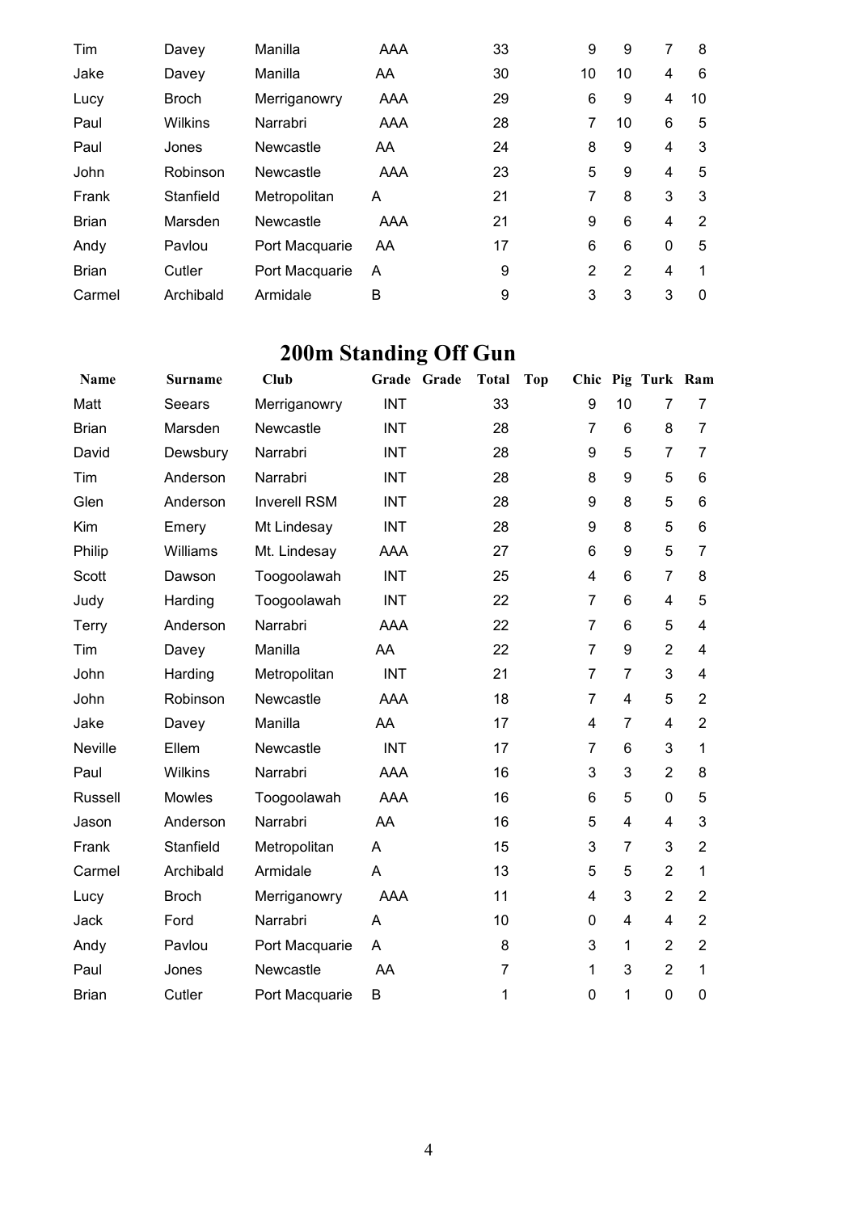| | | | | | | | | | |
|---|---|---|---|---|---|---|---|---|---|
| Tim | Davey | Manilla | AAA | 33 | 9 | 9 | 7 | 8 |
| Jake | Davey | Manilla | AA | 30 | 10 | 10 | 4 | 6 |
| Lucy | Broch | Merriganowry | AAA | 29 | 6 | 9 | 4 | 10 |
| Paul | Wilkins | Narrabri | AAA | 28 | 7 | 10 | 6 | 5 |
| Paul | Jones | Newcastle | AA | 24 | 8 | 9 | 4 | 3 |
| John | Robinson | Newcastle | AAA | 23 | 5 | 9 | 4 | 5 |
| Frank | Stanfield | Metropolitan | A | 21 | 7 | 8 | 3 | 3 |
| Brian | Marsden | Newcastle | AAA | 21 | 9 | 6 | 4 | 2 |
| Andy | Pavlou | Port Macquarie | AA | 17 | 6 | 6 | 0 | 5 |
| Brian | Cutler | Port Macquarie | A | 9 | 2 | 2 | 4 | 1 |
| Carmel | Archibald | Armidale | B | 9 | 3 | 3 | 3 | 0 |

# 200m Standing Off Gun

| Name | Surname | Club | Grade | Grade | Total | Top | Chic | Pig | Turk | Ram |
|---|---|---|---|---|---|---|---|---|---|---|
| Matt | Seears | Merriganowry | INT | | 33 | | 9 | 10 | 7 | 7 |
| Brian | Marsden | Newcastle | INT | | 28 | | 7 | 6 | 8 | 7 |
| David | Dewsbury | Narrabri | INT | | 28 | | 9 | 5 | 7 | 7 |
| Tim | Anderson | Narrabri | INT | | 28 | | 8 | 9 | 5 | 6 |
| Glen | Anderson | Inverell RSM | INT | | 28 | | 9 | 8 | 5 | 6 |
| Kim | Emery | Mt Lindesay | INT | | 28 | | 9 | 8 | 5 | 6 |
| Philip | Williams | Mt. Lindesay | AAA | | 27 | | 6 | 9 | 5 | 7 |
| Scott | Dawson | Toogoolawah | INT | | 25 | | 4 | 6 | 7 | 8 |
| Judy | Harding | Toogoolawah | INT | | 22 | | 7 | 6 | 4 | 5 |
| Terry | Anderson | Narrabri | AAA | | 22 | | 7 | 6 | 5 | 4 |
| Tim | Davey | Manilla | AA | | 22 | | 7 | 9 | 2 | 4 |
| John | Harding | Metropolitan | INT | | 21 | | 7 | 7 | 3 | 4 |
| John | Robinson | Newcastle | AAA | | 18 | | 7 | 4 | 5 | 2 |
| Jake | Davey | Manilla | AA | | 17 | | 4 | 7 | 4 | 2 |
| Neville | Ellem | Newcastle | INT | | 17 | | 7 | 6 | 3 | 1 |
| Paul | Wilkins | Narrabri | AAA | | 16 | | 3 | 3 | 2 | 8 |
| Russell | Mowles | Toogoolawah | AAA | | 16 | | 6 | 5 | 0 | 5 |
| Jason | Anderson | Narrabri | AA | | 16 | | 5 | 4 | 4 | 3 |
| Frank | Stanfield | Metropolitan | A | | 15 | | 3 | 7 | 3 | 2 |
| Carmel | Archibald | Armidale | A | | 13 | | 5 | 5 | 2 | 1 |
| Lucy | Broch | Merriganowry | AAA | | 11 | | 4 | 3 | 2 | 2 |
| Jack | Ford | Narrabri | A | | 10 | | 0 | 4 | 4 | 2 |
| Andy | Pavlou | Port Macquarie | A | | 8 | | 3 | 1 | 2 | 2 |
| Paul | Jones | Newcastle | AA | | 7 | | 1 | 3 | 2 | 1 |
| Brian | Cutler | Port Macquarie | B | | 1 | | 0 | 1 | 0 | 0 |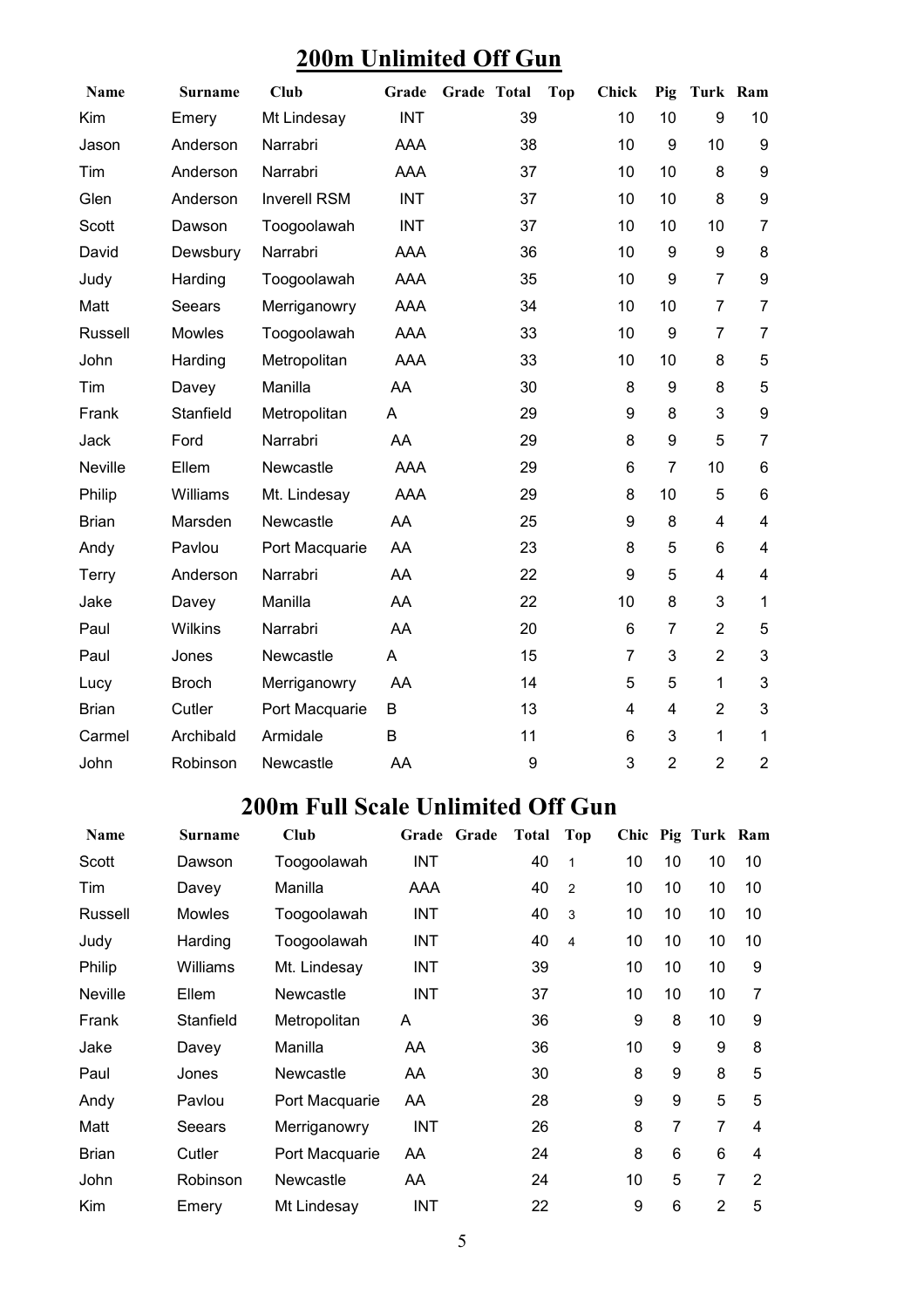# 200m Unlimited Off Gun

| Name | Surname | Club | Grade | Grade | Total | Top | Chick | Pig | Turk | Ram |
|---|---|---|---|---|---|---|---|---|---|---|
| Kim | Emery | Mt Lindesay | INT | | 39 | | 10 | 10 | 9 | 10 |
| Jason | Anderson | Narrabri | AAA | | 38 | | 10 | 9 | 10 | 9 |
| Tim | Anderson | Narrabri | AAA | | 37 | | 10 | 10 | 8 | 9 |
| Glen | Anderson | Inverell RSM | INT | | 37 | | 10 | 10 | 8 | 9 |
| Scott | Dawson | Toogoolawah | INT | | 37 | | 10 | 10 | 10 | 7 |
| David | Dewsbury | Narrabri | AAA | | 36 | | 10 | 9 | 9 | 8 |
| Judy | Harding | Toogoolawah | AAA | | 35 | | 10 | 9 | 7 | 9 |
| Matt | Seears | Merriganowry | AAA | | 34 | | 10 | 10 | 7 | 7 |
| Russell | Mowles | Toogoolawah | AAA | | 33 | | 10 | 9 | 7 | 7 |
| John | Harding | Metropolitan | AAA | | 33 | | 10 | 10 | 8 | 5 |
| Tim | Davey | Manilla | AA | | 30 | | 8 | 9 | 8 | 5 |
| Frank | Stanfield | Metropolitan | A | | 29 | | 9 | 8 | 3 | 9 |
| Jack | Ford | Narrabri | AA | | 29 | | 8 | 9 | 5 | 7 |
| Neville | Ellem | Newcastle | AAA | | 29 | | 6 | 7 | 10 | 6 |
| Philip | Williams | Mt. Lindesay | AAA | | 29 | | 8 | 10 | 5 | 6 |
| Brian | Marsden | Newcastle | AA | | 25 | | 9 | 8 | 4 | 4 |
| Andy | Pavlou | Port Macquarie | AA | | 23 | | 8 | 5 | 6 | 4 |
| Terry | Anderson | Narrabri | AA | | 22 | | 9 | 5 | 4 | 4 |
| Jake | Davey | Manilla | AA | | 22 | | 10 | 8 | 3 | 1 |
| Paul | Wilkins | Narrabri | AA | | 20 | | 6 | 7 | 2 | 5 |
| Paul | Jones | Newcastle | A | | 15 | | 7 | 3 | 2 | 3 |
| Lucy | Broch | Merriganowry | AA | | 14 | | 5 | 5 | 1 | 3 |
| Brian | Cutler | Port Macquarie | B | | 13 | | 4 | 4 | 2 | 3 |
| Carmel | Archibald | Armidale | B | | 11 | | 6 | 3 | 1 | 1 |
| John | Robinson | Newcastle | AA | | 9 | | 3 | 2 | 2 | 2 |

# 200m Full Scale Unlimited Off Gun

| Name | Surname | Club | Grade | Grade | Total | Top | Chic | Pig | Turk | Ram |
|---|---|---|---|---|---|---|---|---|---|---|
| Scott | Dawson | Toogoolawah | INT | | 40 | 1 | 10 | 10 | 10 | 10 |
| Tim | Davey | Manilla | AAA | | 40 | 2 | 10 | 10 | 10 | 10 |
| Russell | Mowles | Toogoolawah | INT | | 40 | 3 | 10 | 10 | 10 | 10 |
| Judy | Harding | Toogoolawah | INT | | 40 | 4 | 10 | 10 | 10 | 10 |
| Philip | Williams | Mt. Lindesay | INT | | 39 | | 10 | 10 | 10 | 9 |
| Neville | Ellem | Newcastle | INT | | 37 | | 10 | 10 | 10 | 7 |
| Frank | Stanfield | Metropolitan | A | | 36 | | 9 | 8 | 10 | 9 |
| Jake | Davey | Manilla | AA | | 36 | | 10 | 9 | 9 | 8 |
| Paul | Jones | Newcastle | AA | | 30 | | 8 | 9 | 8 | 5 |
| Andy | Pavlou | Port Macquarie | AA | | 28 | | 9 | 9 | 5 | 5 |
| Matt | Seears | Merriganowry | INT | | 26 | | 8 | 7 | 7 | 4 |
| Brian | Cutler | Port Macquarie | AA | | 24 | | 8 | 6 | 6 | 4 |
| John | Robinson | Newcastle | AA | | 24 | | 10 | 5 | 7 | 2 |
| Kim | Emery | Mt Lindesay | INT | | 22 | | 9 | 6 | 2 | 5 |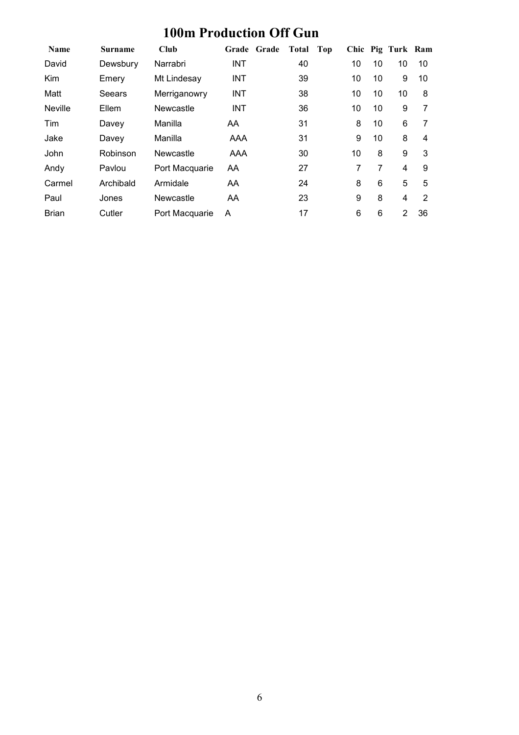# 100m Production Off Gun

| Name | Surname | Club | Grade | Grade | Total | Top | Chic | Pig | Turk | Ram |
|---|---|---|---|---|---|---|---|---|---|---|
| David | Dewsbury | Narrabri | INT | | 40 | | 10 | 10 | 10 | 10 |
| Kim | Emery | Mt Lindesay | INT | | 39 | | 10 | 10 | 9 | 10 |
| Matt | Seears | Merriganowry | INT | | 38 | | 10 | 10 | 10 | 8 |
| Neville | Ellem | Newcastle | INT | | 36 | | 10 | 10 | 9 | 7 |
| Tim | Davey | Manilla | AA | | 31 | | 8 | 10 | 6 | 7 |
| Jake | Davey | Manilla | AAA | | 31 | | 9 | 10 | 8 | 4 |
| John | Robinson | Newcastle | AAA | | 30 | | 10 | 8 | 9 | 3 |
| Andy | Pavlou | Port Macquarie | AA | | 27 | | 7 | 7 | 4 | 9 |
| Carmel | Archibald | Armidale | AA | | 24 | | 8 | 6 | 5 | 5 |
| Paul | Jones | Newcastle | AA | | 23 | | 9 | 8 | 4 | 2 |
| Brian | Cutler | Port Macquarie | A | | 17 | | 6 | 6 | 2 | 36 |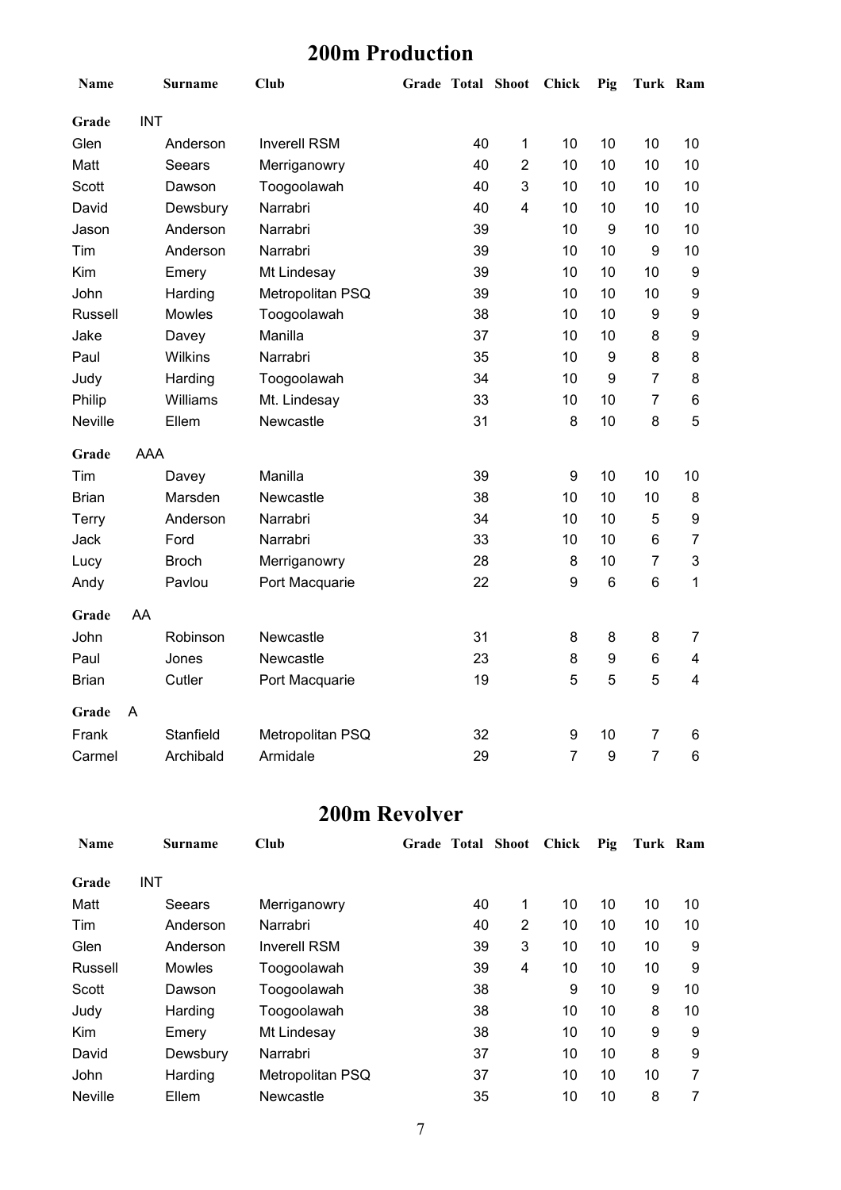# 200m Production

| Name | Surname | Club | Grade | Total | Shoot | Chick | Pig | Turk | Ram |
|---|---|---|---|---|---|---|---|---|---|
| **Grade** | INT | | | | | | | | |
| Glen | Anderson | Inverell RSM | | 40 | 1 | 10 | 10 | 10 | 10 |
| Matt | Seears | Merriganowry | | 40 | 2 | 10 | 10 | 10 | 10 |
| Scott | Dawson | Toogoolawah | | 40 | 3 | 10 | 10 | 10 | 10 |
| David | Dewsbury | Narrabri | | 40 | 4 | 10 | 10 | 10 | 10 |
| Jason | Anderson | Narrabri | | 39 | | 10 | 9 | 10 | 10 |
| Tim | Anderson | Narrabri | | 39 | | 10 | 10 | 9 | 10 |
| Kim | Emery | Mt Lindesay | | 39 | | 10 | 10 | 10 | 9 |
| John | Harding | Metropolitan PSQ | | 39 | | 10 | 10 | 10 | 9 |
| Russell | Mowles | Toogoolawah | | 38 | | 10 | 10 | 9 | 9 |
| Jake | Davey | Manilla | | 37 | | 10 | 10 | 8 | 9 |
| Paul | Wilkins | Narrabri | | 35 | | 10 | 9 | 8 | 8 |
| Judy | Harding | Toogoolawah | | 34 | | 10 | 9 | 7 | 8 |
| Philip | Williams | Mt. Lindesay | | 33 | | 10 | 10 | 7 | 6 |
| Neville | Ellem | Newcastle | | 31 | | 8 | 10 | 8 | 5 |
| **Grade** | AAA | | | | | | | | |
| Tim | Davey | Manilla | | 39 | | 9 | 10 | 10 | 10 |
| Brian | Marsden | Newcastle | | 38 | | 10 | 10 | 10 | 8 |
| Terry | Anderson | Narrabri | | 34 | | 10 | 10 | 5 | 9 |
| Jack | Ford | Narrabri | | 33 | | 10 | 10 | 6 | 7 |
| Lucy | Broch | Merriganowry | | 28 | | 8 | 10 | 7 | 3 |
| Andy | Pavlou | Port Macquarie | | 22 | | 9 | 6 | 6 | 1 |
| **Grade** | AA | | | | | | | | |
| John | Robinson | Newcastle | | 31 | | 8 | 8 | 8 | 7 |
| Paul | Jones | Newcastle | | 23 | | 8 | 9 | 6 | 4 |
| Brian | Cutler | Port Macquarie | | 19 | | 5 | 5 | 5 | 4 |
| **Grade** | A | | | | | | | | |
| Frank | Stanfield | Metropolitan PSQ | | 32 | | 9 | 10 | 7 | 6 |
| Carmel | Archibald | Armidale | | 29 | | 7 | 9 | 7 | 6 |

# 200m Revolver

| Name | Surname | Club | Grade | Total | Shoot | Chick | Pig | Turk | Ram |
|---|---|---|---|---|---|---|---|---|---|
| **Grade** | INT | | | | | | | | |
| Matt | Seears | Merriganowry | | 40 | 1 | 10 | 10 | 10 | 10 |
| Tim | Anderson | Narrabri | | 40 | 2 | 10 | 10 | 10 | 10 |
| Glen | Anderson | Inverell RSM | | 39 | 3 | 10 | 10 | 10 | 9 |
| Russell | Mowles | Toogoolawah | | 39 | 4 | 10 | 10 | 10 | 9 |
| Scott | Dawson | Toogoolawah | | 38 | | 9 | 10 | 9 | 10 |
| Judy | Harding | Toogoolawah | | 38 | | 10 | 10 | 8 | 10 |
| Kim | Emery | Mt Lindesay | | 38 | | 10 | 10 | 9 | 9 |
| David | Dewsbury | Narrabri | | 37 | | 10 | 10 | 8 | 9 |
| John | Harding | Metropolitan PSQ | | 37 | | 10 | 10 | 10 | 7 |
| Neville | Ellem | Newcastle | | 35 | | 10 | 10 | 8 | 7 |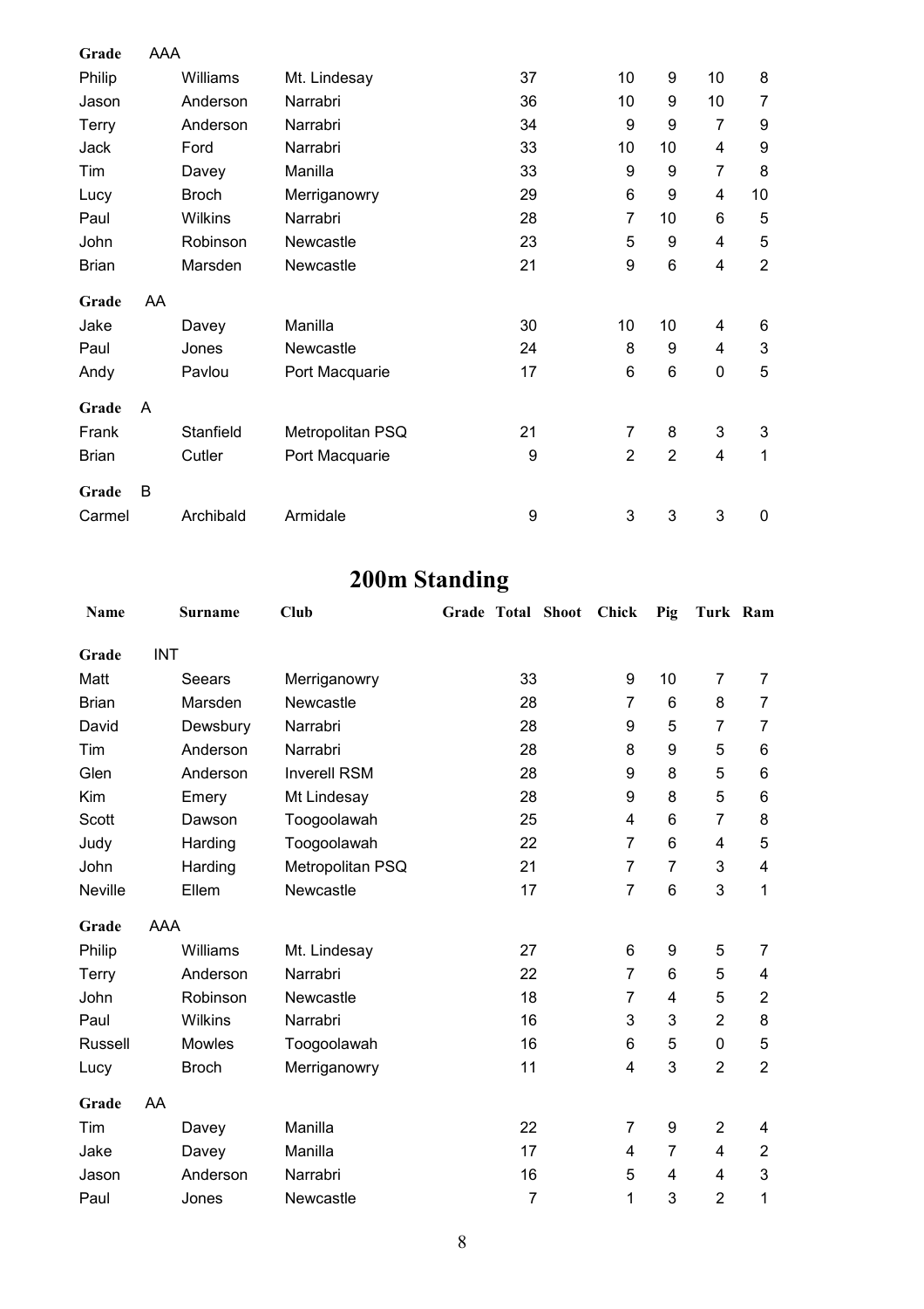| | | | | | | | | |
|---|---|---|---|---|---|---|---|---|
| **Grade** | AAA | | | | | | | |
| Philip | Williams | Mt. Lindesay | 37 | | 10 | 9 | 10 | 8 |
| Jason | Anderson | Narrabri | 36 | | 10 | 9 | 10 | 7 |
| Terry | Anderson | Narrabri | 34 | | 9 | 9 | 7 | 9 |
| Jack | Ford | Narrabri | 33 | | 10 | 10 | 4 | 9 |
| Tim | Davey | Manilla | 33 | | 9 | 9 | 7 | 8 |
| Lucy | Broch | Merriganowry | 29 | | 6 | 9 | 4 | 10 |
| Paul | Wilkins | Narrabri | 28 | | 7 | 10 | 6 | 5 |
| John | Robinson | Newcastle | 23 | | 5 | 9 | 4 | 5 |
| Brian | Marsden | Newcastle | 21 | | 9 | 6 | 4 | 2 |
| **Grade** | AA | | | | | | | |
| Jake | Davey | Manilla | 30 | | 10 | 10 | 4 | 6 |
| Paul | Jones | Newcastle | 24 | | 8 | 9 | 4 | 3 |
| Andy | Pavlou | Port Macquarie | 17 | | 6 | 6 | 0 | 5 |
| **Grade** | A | | | | | | | |
| Frank | Stanfield | Metropolitan PSQ | 21 | | 7 | 8 | 3 | 3 |
| Brian | Cutler | Port Macquarie | 9 | | 2 | 2 | 4 | 1 |
| **Grade** | B | | | | | | | |
| Carmel | Archibald | Armidale | 9 | | 3 | 3 | 3 | 0 |

# 200m Standing

| Name | Surname | Club | Grade | Total | Shoot | Chick | Pig | Turk | Ram |
|---|---|---|---|---|---|---|---|---|---|
| **Grade** | INT | | | | | | | | |
| Matt | Seears | Merriganowry | | 33 | | 9 | 10 | 7 | 7 |
| Brian | Marsden | Newcastle | | 28 | | 7 | 6 | 8 | 7 |
| David | Dewsbury | Narrabri | | 28 | | 9 | 5 | 7 | 7 |
| Tim | Anderson | Narrabri | | 28 | | 8 | 9 | 5 | 6 |
| Glen | Anderson | Inverell RSM | | 28 | | 9 | 8 | 5 | 6 |
| Kim | Emery | Mt Lindesay | | 28 | | 9 | 8 | 5 | 6 |
| Scott | Dawson | Toogoolawah | | 25 | | 4 | 6 | 7 | 8 |
| Judy | Harding | Toogoolawah | | 22 | | 7 | 6 | 4 | 5 |
| John | Harding | Metropolitan PSQ | | 21 | | 7 | 7 | 3 | 4 |
| Neville | Ellem | Newcastle | | 17 | | 7 | 6 | 3 | 1 |
| **Grade** | AAA | | | | | | | | |
| Philip | Williams | Mt. Lindesay | | 27 | | 6 | 9 | 5 | 7 |
| Terry | Anderson | Narrabri | | 22 | | 7 | 6 | 5 | 4 |
| John | Robinson | Newcastle | | 18 | | 7 | 4 | 5 | 2 |
| Paul | Wilkins | Narrabri | | 16 | | 3 | 3 | 2 | 8 |
| Russell | Mowles | Toogoolawah | | 16 | | 6 | 5 | 0 | 5 |
| Lucy | Broch | Merriganowry | | 11 | | 4 | 3 | 2 | 2 |
| **Grade** | AA | | | | | | | | |
| Tim | Davey | Manilla | | 22 | | 7 | 9 | 2 | 4 |
| Jake | Davey | Manilla | | 17 | | 4 | 7 | 4 | 2 |
| Jason | Anderson | Narrabri | | 16 | | 5 | 4 | 4 | 3 |
| Paul | Jones | Newcastle | | 7 | | 1 | 3 | 2 | 1 |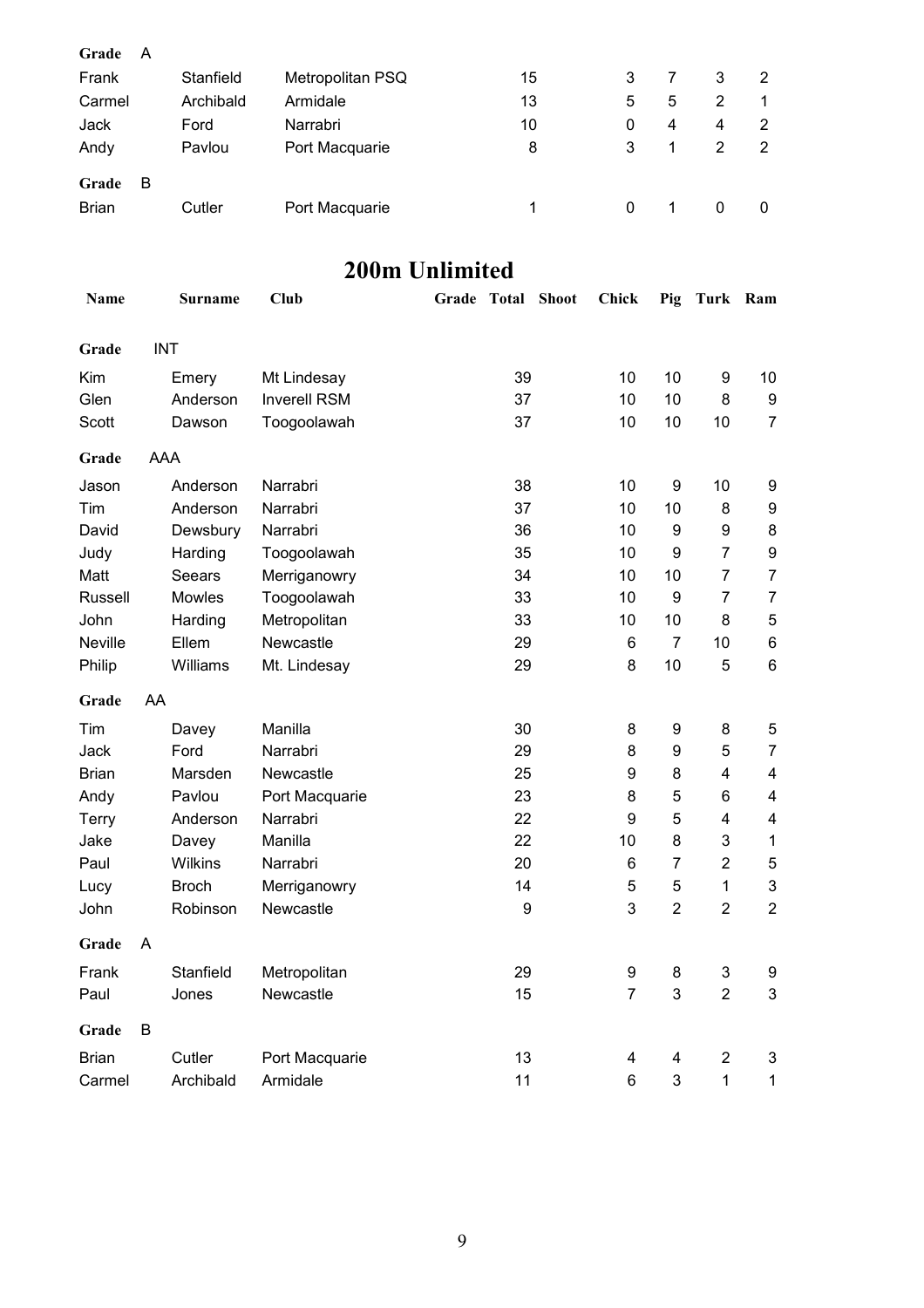| | | | | | | | | |
|---|---|---|---|---|---|---|---|---|
| **Grade** | A | | | | | | | |
| Frank | Stanfield | Metropolitan PSQ | 15 | 3 | 7 | 3 | 2 |
| Carmel | Archibald | Armidale | 13 | 5 | 5 | 2 | 1 |
| Jack | Ford | Narrabri | 10 | 0 | 4 | 4 | 2 |
| Andy | Pavlou | Port Macquarie | 8 | 3 | 1 | 2 | 2 |
| **Grade** | B | | | | | | | |
| Brian | Cutler | Port Macquarie | 1 | 0 | 1 | 0 | 0 |

## 200m Unlimited

| Name | Surname | Club | Grade | Total | Shoot | Chick | Pig | Turk | Ram |
|---|---|---|---|---|---|---|---|---|---|
| **Grade** | INT | | | | | | | | |
| Kim | Emery | Mt Lindesay | | 39 | | 10 | 10 | 9 | 10 |
| Glen | Anderson | Inverell RSM | | 37 | | 10 | 10 | 8 | 9 |
| Scott | Dawson | Toogoolawah | | 37 | | 10 | 10 | 10 | 7 |
| **Grade** | AAA | | | | | | | | |
| Jason | Anderson | Narrabri | | 38 | | 10 | 9 | 10 | 9 |
| Tim | Anderson | Narrabri | | 37 | | 10 | 10 | 8 | 9 |
| David | Dewsbury | Narrabri | | 36 | | 10 | 9 | 9 | 8 |
| Judy | Harding | Toogoolawah | | 35 | | 10 | 9 | 7 | 9 |
| Matt | Seears | Merriganowry | | 34 | | 10 | 10 | 7 | 7 |
| Russell | Mowles | Toogoolawah | | 33 | | 10 | 9 | 7 | 7 |
| John | Harding | Metropolitan | | 33 | | 10 | 10 | 8 | 5 |
| Neville | Ellem | Newcastle | | 29 | | 6 | 7 | 10 | 6 |
| Philip | Williams | Mt. Lindesay | | 29 | | 8 | 10 | 5 | 6 |
| **Grade** | AA | | | | | | | | |
| Tim | Davey | Manilla | | 30 | | 8 | 9 | 8 | 5 |
| Jack | Ford | Narrabri | | 29 | | 8 | 9 | 5 | 7 |
| Brian | Marsden | Newcastle | | 25 | | 9 | 8 | 4 | 4 |
| Andy | Pavlou | Port Macquarie | | 23 | | 8 | 5 | 6 | 4 |
| Terry | Anderson | Narrabri | | 22 | | 9 | 5 | 4 | 4 |
| Jake | Davey | Manilla | | 22 | | 10 | 8 | 3 | 1 |
| Paul | Wilkins | Narrabri | | 20 | | 6 | 7 | 2 | 5 |
| Lucy | Broch | Merriganowry | | 14 | | 5 | 5 | 1 | 3 |
| John | Robinson | Newcastle | | 9 | | 3 | 2 | 2 | 2 |
| **Grade** | A | | | | | | | | |
| Frank | Stanfield | Metropolitan | | 29 | | 9 | 8 | 3 | 9 |
| Paul | Jones | Newcastle | | 15 | | 7 | 3 | 2 | 3 |
| **Grade** | B | | | | | | | | |
| Brian | Cutler | Port Macquarie | | 13 | | 4 | 4 | 2 | 3 |
| Carmel | Archibald | Armidale | | 11 | | 6 | 3 | 1 | 1 |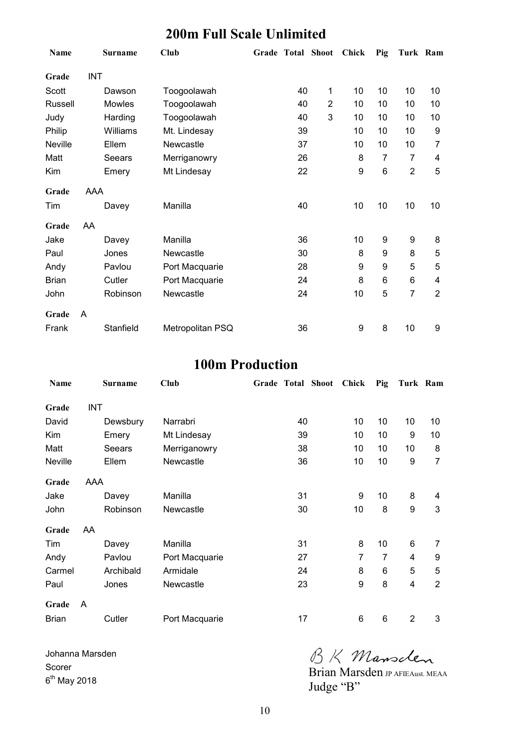## 200m Full Scale Unlimited

| Name | Surname | Club | Grade | Total | Shoot | Chick | Pig | Turk | Ram |
|---|---|---|---|---|---|---|---|---|---|
| **Grade** INT | | | | | | | | | |
| Scott | Dawson | Toogoolawah | | 40 | 1 | 10 | 10 | 10 | 10 |
| Russell | Mowles | Toogoolawah | | 40 | 2 | 10 | 10 | 10 | 10 |
| Judy | Harding | Toogoolawah | | 40 | 3 | 10 | 10 | 10 | 10 |
| Philip | Williams | Mt. Lindesay | | 39 | | 10 | 10 | 10 | 9 |
| Neville | Ellem | Newcastle | | 37 | | 10 | 10 | 10 | 7 |
| Matt | Seears | Merriganowry | | 26 | | 8 | 7 | 7 | 4 |
| Kim | Emery | Mt Lindesay | | 22 | | 9 | 6 | 2 | 5 |
| **Grade** AAA | | | | | | | | | |
| Tim | Davey | Manilla | | 40 | | 10 | 10 | 10 | 10 |
| **Grade** AA | | | | | | | | | |
| Jake | Davey | Manilla | | 36 | | 10 | 9 | 9 | 8 |
| Paul | Jones | Newcastle | | 30 | | 8 | 9 | 8 | 5 |
| Andy | Pavlou | Port Macquarie | | 28 | | 9 | 9 | 5 | 5 |
| Brian | Cutler | Port Macquarie | | 24 | | 8 | 6 | 6 | 4 |
| John | Robinson | Newcastle | | 24 | | 10 | 5 | 7 | 2 |
| **Grade** A | | | | | | | | | |
| Frank | Stanfield | Metropolitan PSQ | | 36 | | 9 | 8 | 10 | 9 |

## 100m Production

| Name | Surname | Club | Grade | Total | Shoot | Chick | Pig | Turk | Ram |
|---|---|---|---|---|---|---|---|---|---|
| **Grade** INT | | | | | | | | | |
| David | Dewsbury | Narrabri | | 40 | | 10 | 10 | 10 | 10 |
| Kim | Emery | Mt Lindesay | | 39 | | 10 | 10 | 9 | 10 |
| Matt | Seears | Merriganowry | | 38 | | 10 | 10 | 10 | 8 |
| Neville | Ellem | Newcastle | | 36 | | 10 | 10 | 9 | 7 |
| **Grade** AAA | | | | | | | | | |
| Jake | Davey | Manilla | | 31 | | 9 | 10 | 8 | 4 |
| John | Robinson | Newcastle | | 30 | | 10 | 8 | 9 | 3 |
| **Grade** AA | | | | | | | | | |
| Tim | Davey | Manilla | | 31 | | 8 | 10 | 6 | 7 |
| Andy | Pavlou | Port Macquarie | | 27 | | 7 | 7 | 4 | 9 |
| Carmel | Archibald | Armidale | | 24 | | 8 | 6 | 5 | 5 |
| Paul | Jones | Newcastle | | 23 | | 9 | 8 | 4 | 2 |
| **Grade** A | | | | | | | | | |
| Brian | Cutler | Port Macquarie | | 17 | | 6 | 6 | 2 | 3 |

Johanna Marsden
Scorer
6th May 2018

B K Marsden
Brian Marsden JP AFIEAust. MEAA
Judge "B"